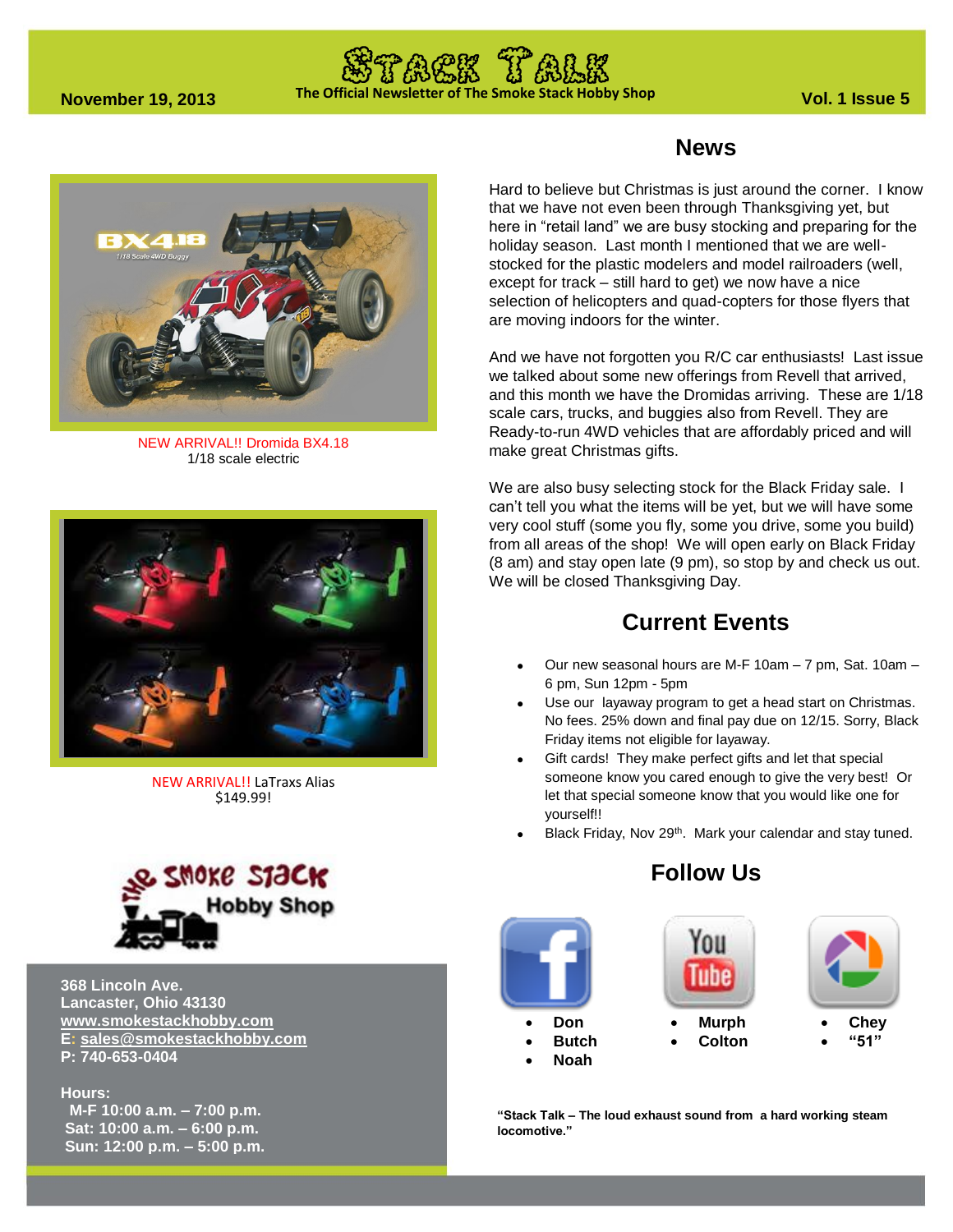# Stack Talk

**The Official Newsletter of The Smoke Stack Hobby Shop**

**November 19, 2013** | **Vol. 1 Issue 5**

NEW ARRIVAL!! Dromida BX4.18
1/18 scale electric

NEW ARRIVAL!! LaTraxs Alias
$149.99!

## News

Hard to believe but Christmas is just around the corner. I know that we have not even been through Thanksgiving yet, but here in “retail land” we are busy stocking and preparing for the holiday season. Last month I mentioned that we are well-stocked for the plastic modelers and model railroaders (well, except for track – still hard to get) we now have a nice selection of helicopters and quad-copters for those flyers that are moving indoors for the winter.

And we have not forgotten you R/C car enthusiasts! Last issue we talked about some new offerings from Revell that arrived, and this month we have the Dromidas arriving. These are 1/18 scale cars, trucks, and buggies also from Revell. They are Ready-to-run 4WD vehicles that are affordably priced and will make great Christmas gifts.

We are also busy selecting stock for the Black Friday sale. I can’t tell you what the items will be yet, but we will have some very cool stuff (some you fly, some you drive, some you build) from all areas of the shop! We will open early on Black Friday (8 am) and stay open late (9 pm), so stop by and check us out. We will be closed Thanksgiving Day.

## Current Events

- Our new seasonal hours are M-F 10am – 7 pm, Sat. 10am – 6 pm, Sun 12pm - 5pm
- Use our layaway program to get a head start on Christmas. No fees. 25% down and final pay due on 12/15. Sorry, Black Friday items not eligible for layaway.
- Gift cards! They make perfect gifts and let that special someone know you cared enough to give the very best! Or let that special someone know that you would like one for yourself!!
- Black Friday, Nov 29th. Mark your calendar and stay tuned.

## Follow Us

**Facebook**
- **Don**
- **Butch**
- **Noah**

**YouTube**
- **Murph**
- **Colton**

**Picasa**
- **Chey**
- **“51”**

**“Stack Talk – The loud exhaust sound from a hard working steam locomotive.”**

The Smoke Stack Hobby Shop

**368 Lincoln Ave.**
**Lancaster, Ohio 43130**
**www.smokestackhobby.com**
**E: sales@smokestackhobby.com**
**P: 740-653-0404**

**Hours:**
**M-F 10:00 a.m. – 7:00 p.m.**
**Sat: 10:00 a.m. – 6:00 p.m.**
**Sun: 12:00 p.m. – 5:00 p.m.**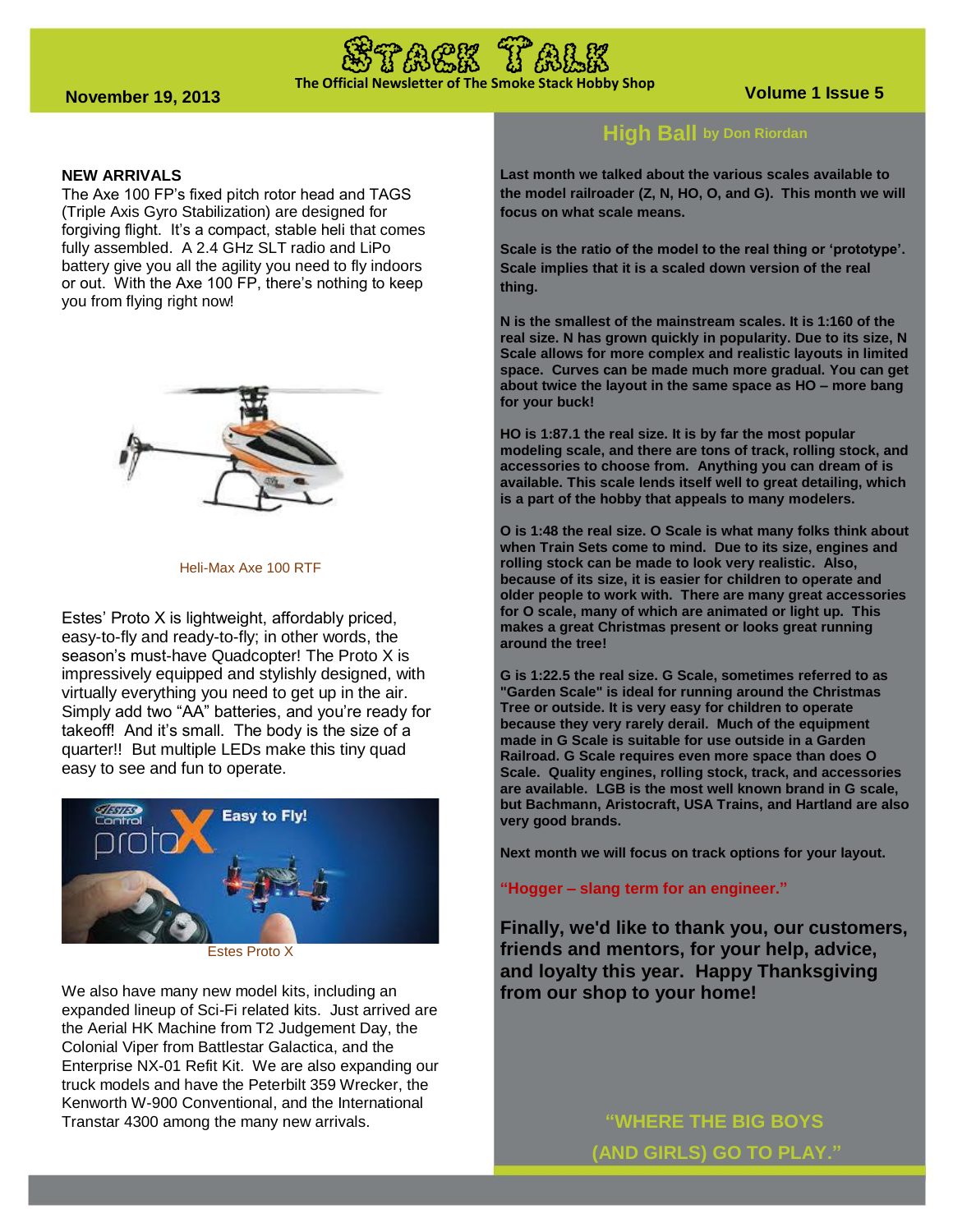# STACK TALK

The Official Newsletter of The Smoke Stack Hobby Shop

November 19, 2013

Volume 1 Issue 5

### NEW ARRIVALS

The Axe 100 FP's fixed pitch rotor head and TAGS (Triple Axis Gyro Stabilization) are designed for forgiving flight. It's a compact, stable heli that comes fully assembled. A 2.4 GHz SLT radio and LiPo battery give you all the agility you need to fly indoors or out. With the Axe 100 FP, there's nothing to keep you from flying right now!

Heli-Max Axe 100 RTF

Estes' Proto X is lightweight, affordably priced, easy-to-fly and ready-to-fly; in other words, the season's must-have Quadcopter! The Proto X is impressively equipped and stylishly designed, with virtually everything you need to get up in the air. Simply add two "AA" batteries, and you're ready for takeoff! And it's small. The body is the size of a quarter!! But multiple LEDs make this tiny quad easy to see and fun to operate.

Estes Proto X

We also have many new model kits, including an expanded lineup of Sci-Fi related kits. Just arrived are the Aerial HK Machine from T2 Judgement Day, the Colonial Viper from Battlestar Galactica, and the Enterprise NX-01 Refit Kit. We are also expanding our truck models and have the Peterbilt 359 Wrecker, the Kenworth W-900 Conventional, and the International Transtar 4300 among the many new arrivals.

## High Ball by Don Riordan

**Last month we talked about the various scales available to the model railroader (Z, N, HO, O, and G). This month we will focus on what scale means.**

**Scale is the ratio of the model to the real thing or 'prototype'. Scale implies that it is a scaled down version of the real thing.**

**N is the smallest of the mainstream scales. It is 1:160 of the real size. N has grown quickly in popularity. Due to its size, N Scale allows for more complex and realistic layouts in limited space. Curves can be made much more gradual. You can get about twice the layout in the same space as HO – more bang for your buck!**

**HO is 1:87.1 the real size. It is by far the most popular modeling scale, and there are tons of track, rolling stock, and accessories to choose from. Anything you can dream of is available. This scale lends itself well to great detailing, which is a part of the hobby that appeals to many modelers.**

**O is 1:48 the real size. O Scale is what many folks think about when Train Sets come to mind. Due to its size, engines and rolling stock can be made to look very realistic. Also, because of its size, it is easier for children to operate and older people to work with. There are many great accessories for O scale, many of which are animated or light up. This makes a great Christmas present or looks great running around the tree!**

**G is 1:22.5 the real size. G Scale, sometimes referred to as "Garden Scale" is ideal for running around the Christmas Tree or outside. It is very easy for children to operate because they very rarely derail. Much of the equipment made in G Scale is suitable for use outside in a Garden Railroad. G Scale requires even more space than does O Scale. Quality engines, rolling stock, track, and accessories are available. LGB is the most well known brand in G scale, but Bachmann, Aristocraft, USA Trains, and Hartland are also very good brands.**

**Next month we will focus on track options for your layout.**

**"Hogger – slang term for an engineer."**

**Finally, we'd like to thank you, our customers, friends and mentors, for your help, advice, and loyalty this year. Happy Thanksgiving from our shop to your home!**

**"WHERE THE BIG BOYS (AND GIRLS) GO TO PLAY."**